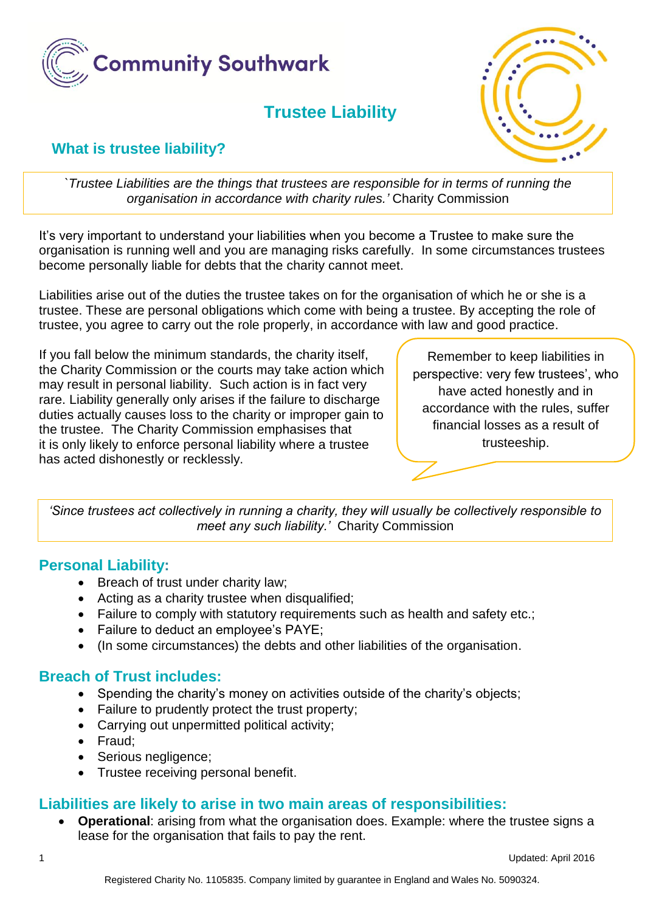# Trustee Liability

## What is trustee liability?

> *`Trustee Liabilities are the things that trustees are responsible for in terms of running the organisation in accordance with charity rules.'* Charity Commission

It's very important to understand your liabilities when you become a Trustee to make sure the organisation is running well and you are managing risks carefully. In some circumstances trustees become personally liable for debts that the charity cannot meet.

Liabilities arise out of the duties the trustee takes on for the organisation of which he or she is a trustee. These are personal obligations which come with being a trustee. By accepting the role of trustee, you agree to carry out the role properly, in accordance with law and good practice.

If you fall below the minimum standards, the charity itself, the Charity Commission or the courts may take action which may result in personal liability. Such action is in fact very rare. Liability generally only arises if the failure to discharge duties actually causes loss to the charity or improper gain to the trustee. The Charity Commission emphasises that it is only likely to enforce personal liability where a trustee has acted dishonestly or recklessly.

> Remember to keep liabilities in perspective: very few trustees', who have acted honestly and in accordance with the rules, suffer financial losses as a result of trusteeship.

> *'Since trustees act collectively in running a charity, they will usually be collectively responsible to meet any such liability.'* Charity Commission

## Personal Liability:

- Breach of trust under charity law;
- Acting as a charity trustee when disqualified;
- Failure to comply with statutory requirements such as health and safety etc.;
- Failure to deduct an employee's PAYE;
- (In some circumstances) the debts and other liabilities of the organisation.

## Breach of Trust includes:

- Spending the charity's money on activities outside of the charity's objects;
- Failure to prudently protect the trust property;
- Carrying out unpermitted political activity;
- Fraud;
- Serious negligence;
- Trustee receiving personal benefit.

## Liabilities are likely to arise in two main areas of responsibilities:

- **Operational**: arising from what the organisation does. Example: where the trustee signs a lease for the organisation that fails to pay the rent.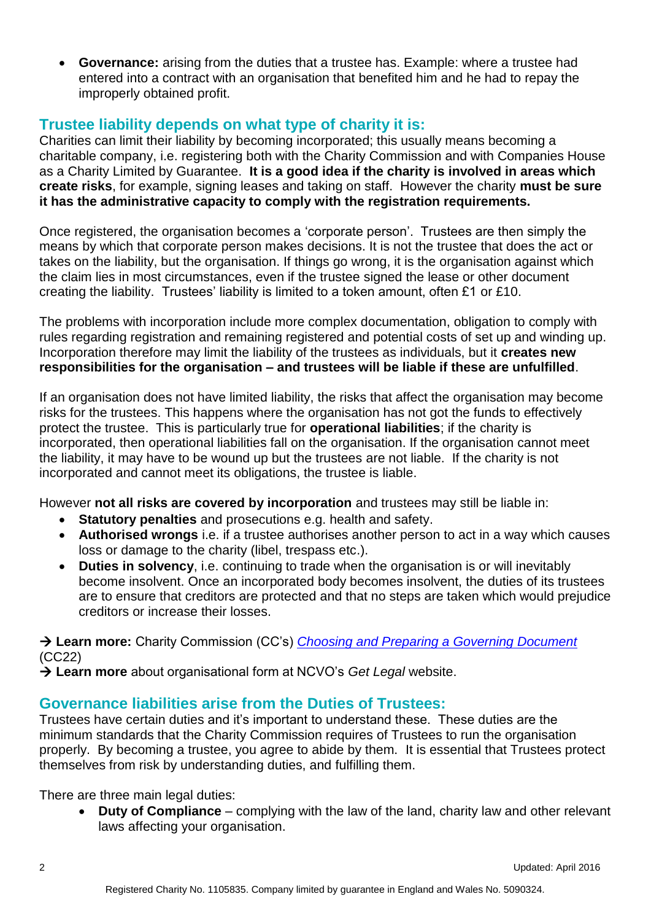- **Governance:** arising from the duties that a trustee has. Example: where a trustee had entered into a contract with an organisation that benefited him and he had to repay the improperly obtained profit.

## Trustee liability depends on what type of charity it is:

Charities can limit their liability by becoming incorporated; this usually means becoming a charitable company, i.e. registering both with the Charity Commission and with Companies House as a Charity Limited by Guarantee. **It is a good idea if the charity is involved in areas which create risks**, for example, signing leases and taking on staff. However the charity **must be sure it has the administrative capacity to comply with the registration requirements.**

Once registered, the organisation becomes a 'corporate person'. Trustees are then simply the means by which that corporate person makes decisions. It is not the trustee that does the act or takes on the liability, but the organisation. If things go wrong, it is the organisation against which the claim lies in most circumstances, even if the trustee signed the lease or other document creating the liability. Trustees' liability is limited to a token amount, often £1 or £10.

The problems with incorporation include more complex documentation, obligation to comply with rules regarding registration and remaining registered and potential costs of set up and winding up. Incorporation therefore may limit the liability of the trustees as individuals, but it **creates new responsibilities for the organisation – and trustees will be liable if these are unfulfilled**.

If an organisation does not have limited liability, the risks that affect the organisation may become risks for the trustees. This happens where the organisation has not got the funds to effectively protect the trustee. This is particularly true for **operational liabilities**; if the charity is incorporated, then operational liabilities fall on the organisation. If the organisation cannot meet the liability, it may have to be wound up but the trustees are not liable. If the charity is not incorporated and cannot meet its obligations, the trustee is liable.

However **not all risks are covered by incorporation** and trustees may still be liable in:

- **Statutory penalties** and prosecutions e.g. health and safety.
- **Authorised wrongs** i.e. if a trustee authorises another person to act in a way which causes loss or damage to the charity (libel, trespass etc.).
- **Duties in solvency**, i.e. continuing to trade when the organisation is or will inevitably become insolvent. Once an incorporated body becomes insolvent, the duties of its trustees are to ensure that creditors are protected and that no steps are taken which would prejudice creditors or increase their losses.

→ **Learn more:** Charity Commission (CC's) *Choosing and Preparing a Governing Document* (CC22)
→ **Learn more** about organisational form at NCVO's *Get Legal* website.

## Governance liabilities arise from the Duties of Trustees:

Trustees have certain duties and it's important to understand these. These duties are the minimum standards that the Charity Commission requires of Trustees to run the organisation properly. By becoming a trustee, you agree to abide by them. It is essential that Trustees protect themselves from risk by understanding duties, and fulfilling them.

There are three main legal duties:

- **Duty of Compliance** – complying with the law of the land, charity law and other relevant laws affecting your organisation.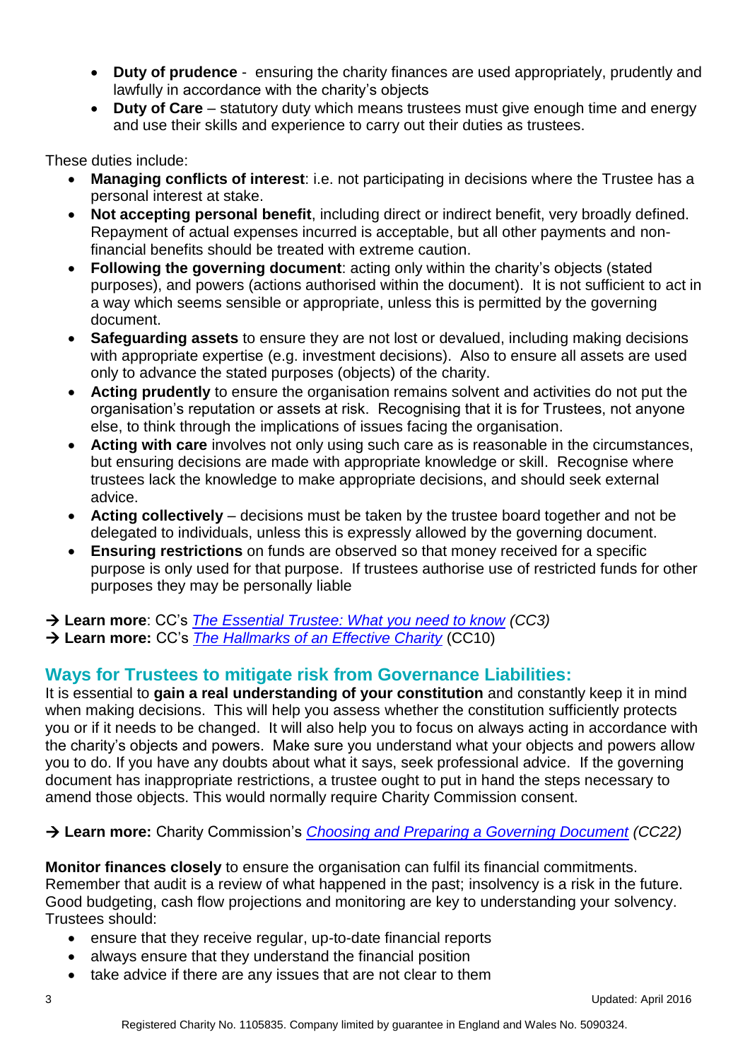- **Duty of prudence** - ensuring the charity finances are used appropriately, prudently and lawfully in accordance with the charity's objects
- **Duty of Care** – statutory duty which means trustees must give enough time and energy and use their skills and experience to carry out their duties as trustees.

These duties include:

- **Managing conflicts of interest**: i.e. not participating in decisions where the Trustee has a personal interest at stake.
- **Not accepting personal benefit**, including direct or indirect benefit, very broadly defined. Repayment of actual expenses incurred is acceptable, but all other payments and non-financial benefits should be treated with extreme caution.
- **Following the governing document**: acting only within the charity's objects (stated purposes), and powers (actions authorised within the document). It is not sufficient to act in a way which seems sensible or appropriate, unless this is permitted by the governing document.
- **Safeguarding assets** to ensure they are not lost or devalued, including making decisions with appropriate expertise (e.g. investment decisions). Also to ensure all assets are used only to advance the stated purposes (objects) of the charity.
- **Acting prudently** to ensure the organisation remains solvent and activities do not put the organisation's reputation or assets at risk. Recognising that it is for Trustees, not anyone else, to think through the implications of issues facing the organisation.
- **Acting with care** involves not only using such care as is reasonable in the circumstances, but ensuring decisions are made with appropriate knowledge or skill. Recognise where trustees lack the knowledge to make appropriate decisions, and should seek external advice.
- **Acting collectively** – decisions must be taken by the trustee board together and not be delegated to individuals, unless this is expressly allowed by the governing document.
- **Ensuring restrictions** on funds are observed so that money received for a specific purpose is only used for that purpose. If trustees authorise use of restricted funds for other purposes they may be personally liable

→ **Learn more**: CC's *The Essential Trustee: What you need to know (CC3)*
→ **Learn more:** CC's *The Hallmarks of an Effective Charity* (CC10)

## Ways for Trustees to mitigate risk from Governance Liabilities:

It is essential to **gain a real understanding of your constitution** and constantly keep it in mind when making decisions. This will help you assess whether the constitution sufficiently protects you or if it needs to be changed. It will also help you to focus on always acting in accordance with the charity's objects and powers. Make sure you understand what your objects and powers allow you to do. If you have any doubts about what it says, seek professional advice. If the governing document has inappropriate restrictions, a trustee ought to put in hand the steps necessary to amend those objects. This would normally require Charity Commission consent.

→ **Learn more:** Charity Commission's *Choosing and Preparing a Governing Document (CC22)*

**Monitor finances closely** to ensure the organisation can fulfil its financial commitments. Remember that audit is a review of what happened in the past; insolvency is a risk in the future. Good budgeting, cash flow projections and monitoring are key to understanding your solvency. Trustees should:

- ensure that they receive regular, up-to-date financial reports
- always ensure that they understand the financial position
- take advice if there are any issues that are not clear to them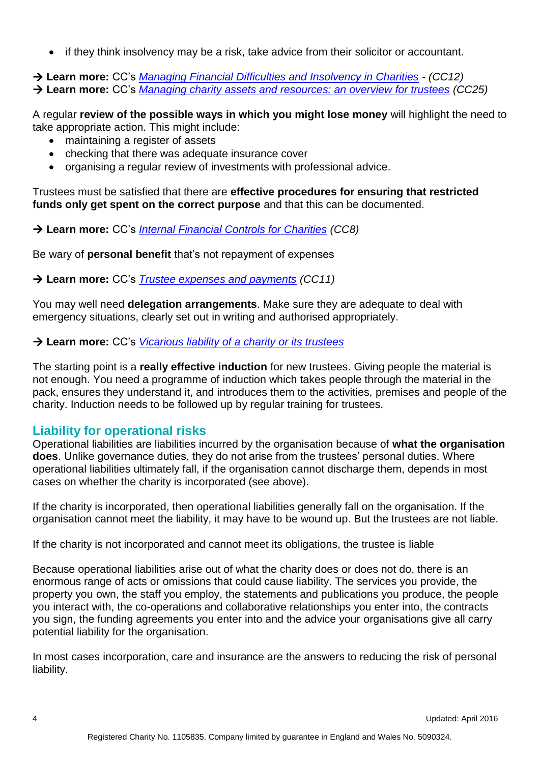- if they think insolvency may be a risk, take advice from their solicitor or accountant.

→ **Learn more:** CC's *Managing Financial Difficulties and Insolvency in Charities* - *(CC12)*
→ **Learn more:** CC's *Managing charity assets and resources: an overview for trustees* *(CC25)*

A regular **review of the possible ways in which you might lose money** will highlight the need to take appropriate action. This might include:

- maintaining a register of assets
- checking that there was adequate insurance cover
- organising a regular review of investments with professional advice.

Trustees must be satisfied that there are **effective procedures for ensuring that restricted funds only get spent on the correct purpose** and that this can be documented.

→ **Learn more:** CC's *Internal Financial Controls for Charities* *(CC8)*

Be wary of **personal benefit** that's not repayment of expenses

→ **Learn more:** CC's *Trustee expenses and payments* *(CC11)*

You may well need **delegation arrangements**. Make sure they are adequate to deal with emergency situations, clearly set out in writing and authorised appropriately.

→ **Learn more:** CC's *Vicarious liability of a charity or its trustees*

The starting point is a **really effective induction** for new trustees. Giving people the material is not enough. You need a programme of induction which takes people through the material in the pack, ensures they understand it, and introduces them to the activities, premises and people of the charity. Induction needs to be followed up by regular training for trustees.

## Liability for operational risks

Operational liabilities are liabilities incurred by the organisation because of **what the organisation does**. Unlike governance duties, they do not arise from the trustees' personal duties. Where operational liabilities ultimately fall, if the organisation cannot discharge them, depends in most cases on whether the charity is incorporated (see above).

If the charity is incorporated, then operational liabilities generally fall on the organisation. If the organisation cannot meet the liability, it may have to be wound up. But the trustees are not liable.

If the charity is not incorporated and cannot meet its obligations, the trustee is liable

Because operational liabilities arise out of what the charity does or does not do, there is an enormous range of acts or omissions that could cause liability. The services you provide, the property you own, the staff you employ, the statements and publications you produce, the people you interact with, the co-operations and collaborative relationships you enter into, the contracts you sign, the funding agreements you enter into and the advice your organisations give all carry potential liability for the organisation.

In most cases incorporation, care and insurance are the answers to reducing the risk of personal liability.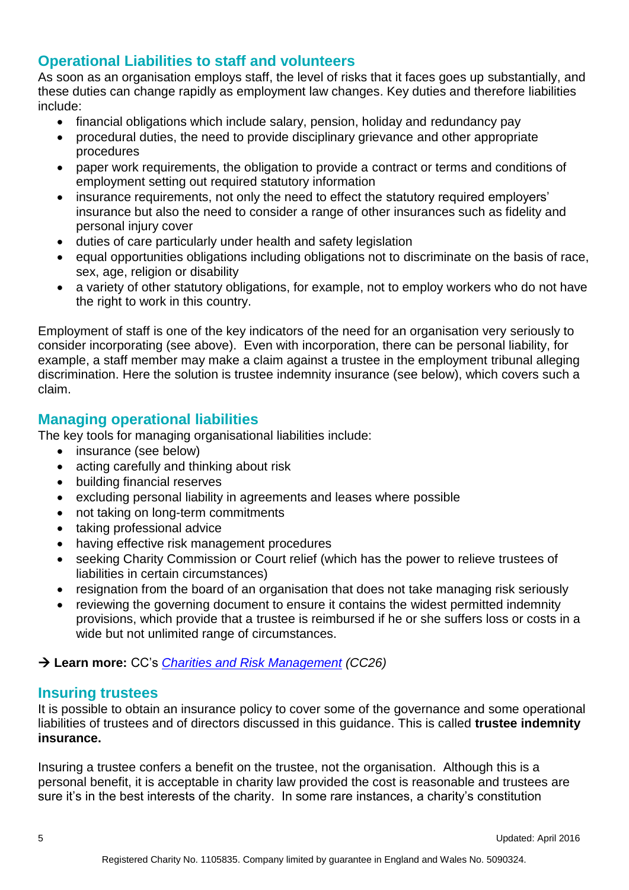## Operational Liabilities to staff and volunteers

As soon as an organisation employs staff, the level of risks that it faces goes up substantially, and these duties can change rapidly as employment law changes. Key duties and therefore liabilities include:

- financial obligations which include salary, pension, holiday and redundancy pay
- procedural duties, the need to provide disciplinary grievance and other appropriate procedures
- paper work requirements, the obligation to provide a contract or terms and conditions of employment setting out required statutory information
- insurance requirements, not only the need to effect the statutory required employers' insurance but also the need to consider a range of other insurances such as fidelity and personal injury cover
- duties of care particularly under health and safety legislation
- equal opportunities obligations including obligations not to discriminate on the basis of race, sex, age, religion or disability
- a variety of other statutory obligations, for example, not to employ workers who do not have the right to work in this country.

Employment of staff is one of the key indicators of the need for an organisation very seriously to consider incorporating (see above). Even with incorporation, there can be personal liability, for example, a staff member may make a claim against a trustee in the employment tribunal alleging discrimination. Here the solution is trustee indemnity insurance (see below), which covers such a claim.

## Managing operational liabilities

The key tools for managing organisational liabilities include:

- insurance (see below)
- acting carefully and thinking about risk
- building financial reserves
- excluding personal liability in agreements and leases where possible
- not taking on long-term commitments
- taking professional advice
- having effective risk management procedures
- seeking Charity Commission or Court relief (which has the power to relieve trustees of liabilities in certain circumstances)
- resignation from the board of an organisation that does not take managing risk seriously
- reviewing the governing document to ensure it contains the widest permitted indemnity provisions, which provide that a trustee is reimbursed if he or she suffers loss or costs in a wide but not unlimited range of circumstances.

→ **Learn more:** CC's *Charities and Risk Management (CC26)*

## Insuring trustees

It is possible to obtain an insurance policy to cover some of the governance and some operational liabilities of trustees and of directors discussed in this guidance. This is called **trustee indemnity insurance.**

Insuring a trustee confers a benefit on the trustee, not the organisation. Although this is a personal benefit, it is acceptable in charity law provided the cost is reasonable and trustees are sure it's in the best interests of the charity. In some rare instances, a charity's constitution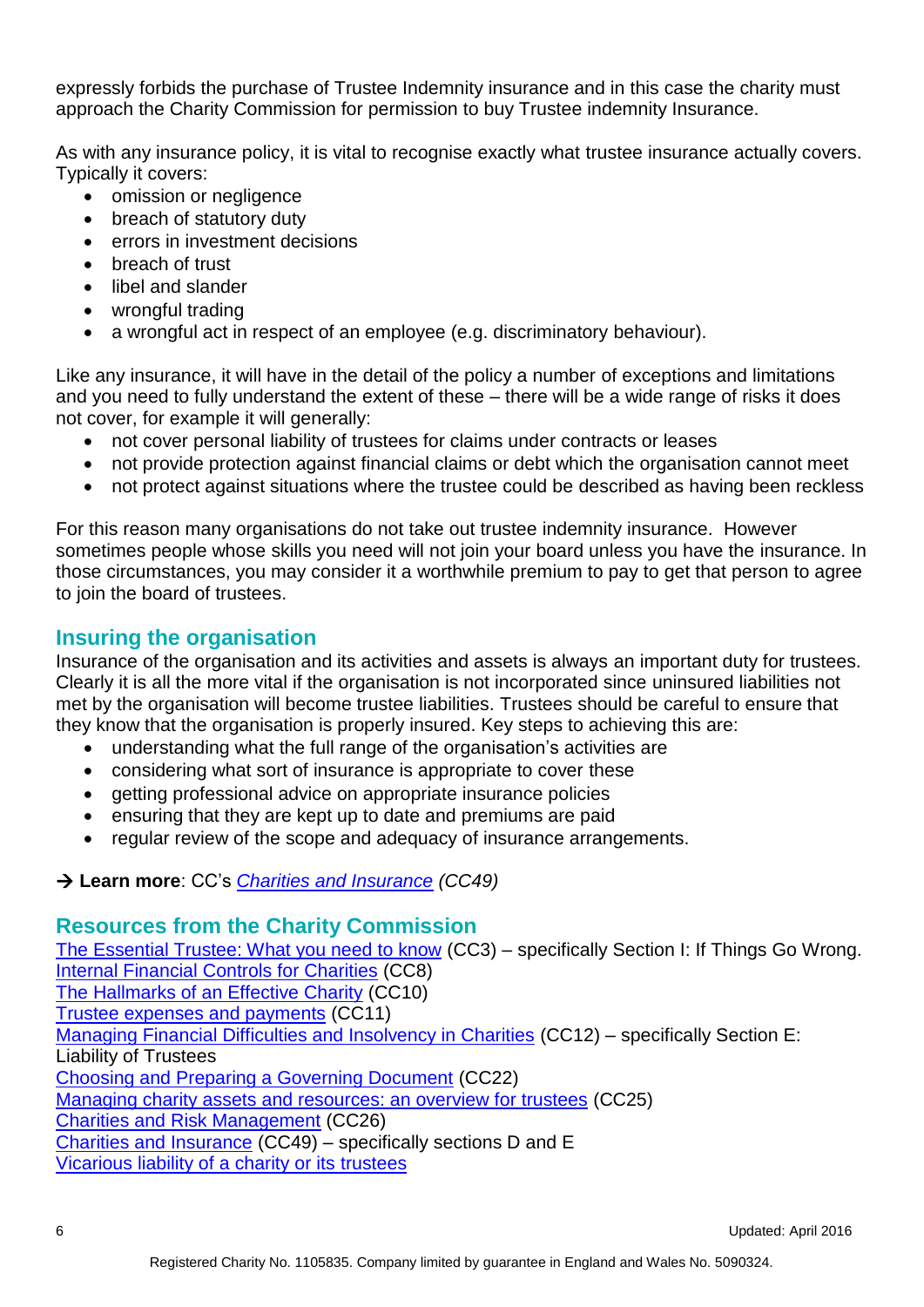expressly forbids the purchase of Trustee Indemnity insurance and in this case the charity must approach the Charity Commission for permission to buy Trustee indemnity Insurance.

As with any insurance policy, it is vital to recognise exactly what trustee insurance actually covers. Typically it covers:

- omission or negligence
- breach of statutory duty
- errors in investment decisions
- breach of trust
- libel and slander
- wrongful trading
- a wrongful act in respect of an employee (e.g. discriminatory behaviour).

Like any insurance, it will have in the detail of the policy a number of exceptions and limitations and you need to fully understand the extent of these – there will be a wide range of risks it does not cover, for example it will generally:

- not cover personal liability of trustees for claims under contracts or leases
- not provide protection against financial claims or debt which the organisation cannot meet
- not protect against situations where the trustee could be described as having been reckless

For this reason many organisations do not take out trustee indemnity insurance. However sometimes people whose skills you need will not join your board unless you have the insurance. In those circumstances, you may consider it a worthwhile premium to pay to get that person to agree to join the board of trustees.

## Insuring the organisation

Insurance of the organisation and its activities and assets is always an important duty for trustees. Clearly it is all the more vital if the organisation is not incorporated since uninsured liabilities not met by the organisation will become trustee liabilities. Trustees should be careful to ensure that they know that the organisation is properly insured. Key steps to achieving this are:

- understanding what the full range of the organisation's activities are
- considering what sort of insurance is appropriate to cover these
- getting professional advice on appropriate insurance policies
- ensuring that they are kept up to date and premiums are paid
- regular review of the scope and adequacy of insurance arrangements.

→ **Learn more**: CC's *Charities and Insurance (CC49)*

## Resources from the Charity Commission

The Essential Trustee: What you need to know (CC3) – specifically Section I: If Things Go Wrong.
Internal Financial Controls for Charities (CC8)
The Hallmarks of an Effective Charity (CC10)
Trustee expenses and payments (CC11)
Managing Financial Difficulties and Insolvency in Charities (CC12) – specifically Section E: Liability of Trustees
Choosing and Preparing a Governing Document (CC22)
Managing charity assets and resources: an overview for trustees (CC25)
Charities and Risk Management (CC26)
Charities and Insurance (CC49) – specifically sections D and E
Vicarious liability of a charity or its trustees

Updated: April 2016

Registered Charity No. 1105835. Company limited by guarantee in England and Wales No. 5090324.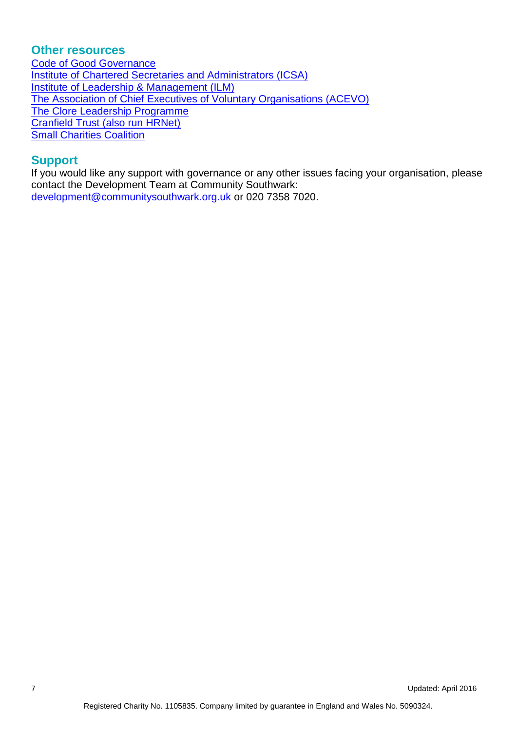## Other resources

Code of Good Governance
Institute of Chartered Secretaries and Administrators (ICSA)
Institute of Leadership & Management (ILM)
The Association of Chief Executives of Voluntary Organisations (ACEVO)
The Clore Leadership Programme
Cranfield Trust (also run HRNet)
Small Charities Coalition

## Support

If you would like any support with governance or any other issues facing your organisation, please contact the Development Team at Community Southwark: development@communitysouthwark.org.uk or 020 7358 7020.

Updated: April 2016

Registered Charity No. 1105835. Company limited by guarantee in England and Wales No. 5090324.